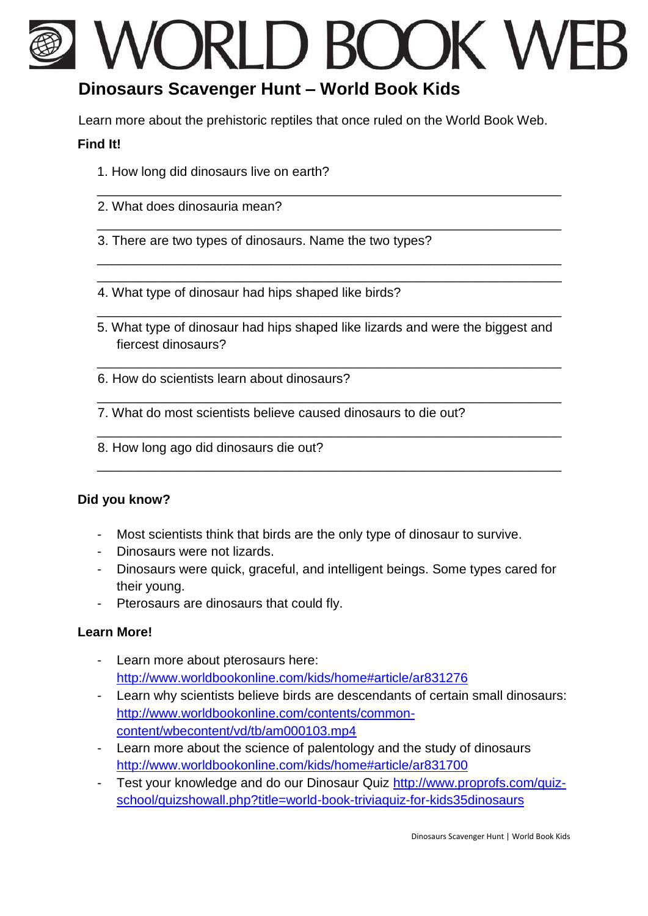# WORLD BOOK WEB

## Dinosaurs Scavenger Hunt – World Book Kids

Learn more about the prehistoric reptiles that once ruled on the World Book Web.

**Find It!**

1. How long did dinosaurs live on earth?

_______________________________________________________________

2. What does dinosauria mean?

_______________________________________________________________

3. There are two types of dinosaurs. Name the two types?

_______________________________________________________________

_______________________________________________________________

4. What type of dinosaur had hips shaped like birds?

_______________________________________________________________

5. What type of dinosaur had hips shaped like lizards and were the biggest and fiercest dinosaurs?

_______________________________________________________________

6. How do scientists learn about dinosaurs?

_______________________________________________________________

7. What do most scientists believe caused dinosaurs to die out?

_______________________________________________________________

8. How long ago did dinosaurs die out?

_______________________________________________________________

**Did you know?**

- Most scientists think that birds are the only type of dinosaur to survive.
- Dinosaurs were not lizards.
- Dinosaurs were quick, graceful, and intelligent beings. Some types cared for their young.
- Pterosaurs are dinosaurs that could fly.

**Learn More!**

- Learn more about pterosaurs here: http://www.worldbookonline.com/kids/home#article/ar831276
- Learn why scientists believe birds are descendants of certain small dinosaurs: http://www.worldbookonline.com/contents/common-content/wbecontent/vd/tb/am000103.mp4
- Learn more about the science of palentology and the study of dinosaurs http://www.worldbookonline.com/kids/home#article/ar831700
- Test your knowledge and do our Dinosaur Quiz http://www.proprofs.com/quiz-school/quizshowall.php?title=world-book-triviaquiz-for-kids35dinosaurs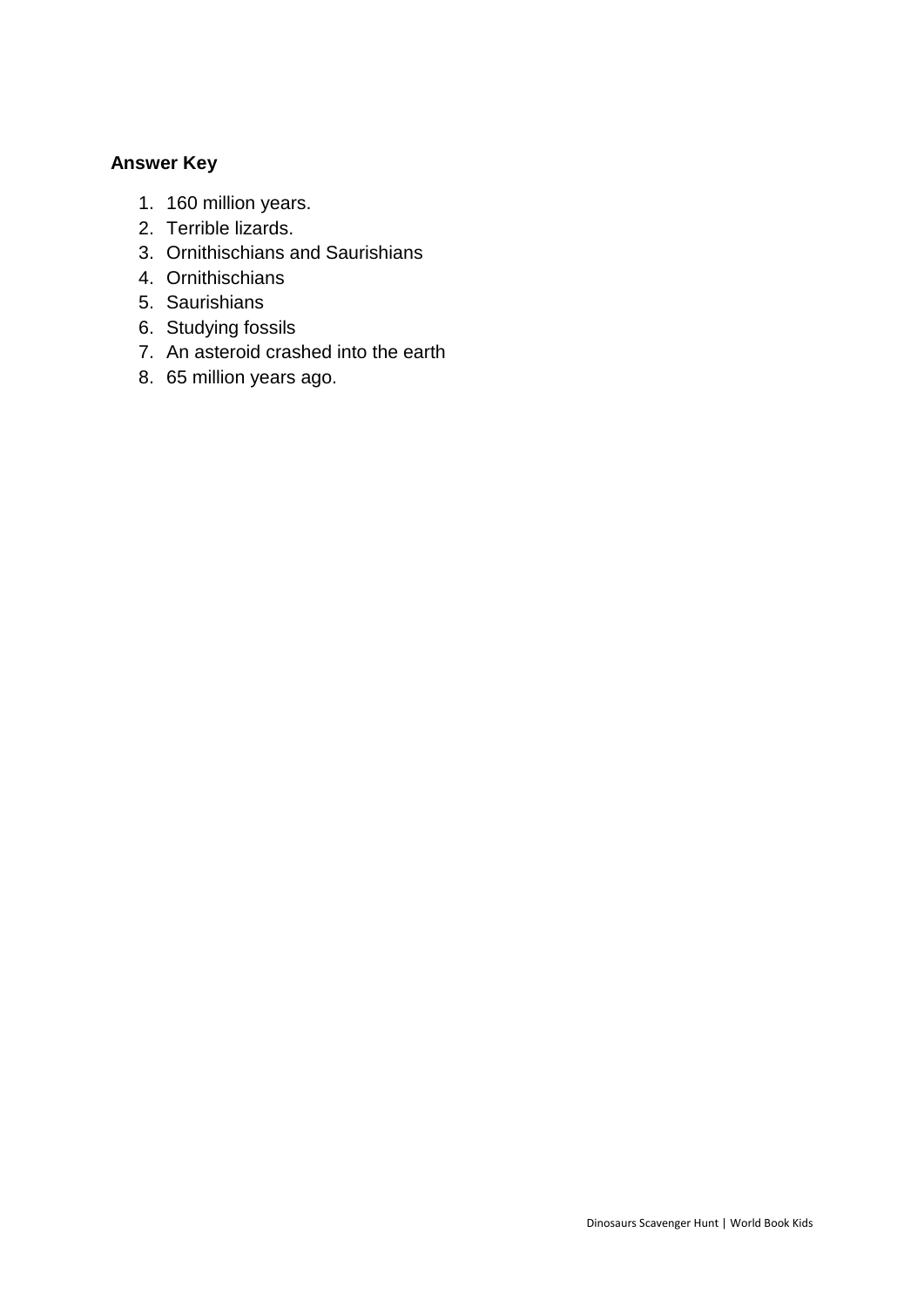**Answer Key**

1. 160 million years.
2. Terrible lizards.
3. Ornithischians and Saurishians
4. Ornithischians
5. Saurishians
6. Studying fossils
7. An asteroid crashed into the earth
8. 65 million years ago.